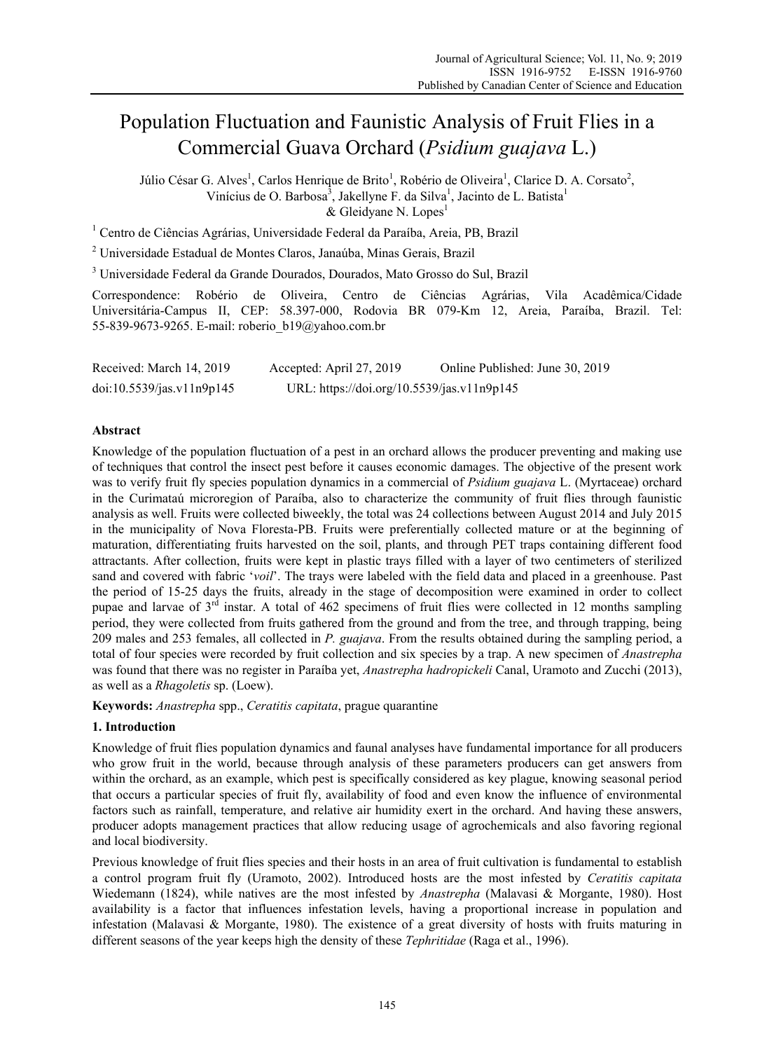# Population Fluctuation and Faunistic Analysis of Fruit Flies in a Commercial Guava Orchard (*Psidium guajava* L.)

Júlio César G. Alves[1], Carlos Henrique de Brito[1], Robério de Oliveira[1], Clarice D. A. Corsato[2], Vinícius de O. Barbosa[3], Jakellyne F. da Silva[1], Jacinto de L. Batista[1] & Gleidyane N. Lopes[1]

[1] Centro de Ciências Agrárias, Universidade Federal da Paraíba, Areia, PB, Brazil

[2] Universidade Estadual de Montes Claros, Janaúba, Minas Gerais, Brazil

[3] Universidade Federal da Grande Dourados, Dourados, Mato Grosso do Sul, Brazil

Correspondence: Robério de Oliveira, Centro de Ciências Agrárias, Vila Acadêmica/Cidade Universitária-Campus II, CEP: 58.397-000, Rodovia BR 079-Km 12, Areia, Paraíba, Brazil. Tel: 55-839-9673-9265. E-mail: roberio_b19@yahoo.com.br

Received: March 14, 2019 Accepted: April 27, 2019 Online Published: June 30, 2019

doi:10.5539/jas.v11n9p145 URL: https://doi.org/10.5539/jas.v11n9p145

## Abstract

Knowledge of the population fluctuation of a pest in an orchard allows the producer preventing and making use of techniques that control the insect pest before it causes economic damages. The objective of the present work was to verify fruit fly species population dynamics in a commercial of *Psidium guajava* L. (Myrtaceae) orchard in the Curimataú microregion of Paraíba, also to characterize the community of fruit flies through faunistic analysis as well. Fruits were collected biweekly, the total was 24 collections between August 2014 and July 2015 in the municipality of Nova Floresta-PB. Fruits were preferentially collected mature or at the beginning of maturation, differentiating fruits harvested on the soil, plants, and through PET traps containing different food attractants. After collection, fruits were kept in plastic trays filled with a layer of two centimeters of sterilized sand and covered with fabric '*voil*'. The trays were labeled with the field data and placed in a greenhouse. Past the period of 15-25 days the fruits, already in the stage of decomposition were examined in order to collect pupae and larvae of 3rd instar. A total of 462 specimens of fruit flies were collected in 12 months sampling period, they were collected from fruits gathered from the ground and from the tree, and through trapping, being 209 males and 253 females, all collected in *P. guajava*. From the results obtained during the sampling period, a total of four species were recorded by fruit collection and six species by a trap. A new specimen of *Anastrepha* was found that there was no register in Paraíba yet, *Anastrepha hadropickeli* Canal, Uramoto and Zucchi (2013), as well as a *Rhagoletis* sp. (Loew).

**Keywords:** *Anastrepha* spp., *Ceratitis capitata*, prague quarantine

## 1. Introduction

Knowledge of fruit flies population dynamics and faunal analyses have fundamental importance for all producers who grow fruit in the world, because through analysis of these parameters producers can get answers from within the orchard, as an example, which pest is specifically considered as key plague, knowing seasonal period that occurs a particular species of fruit fly, availability of food and even know the influence of environmental factors such as rainfall, temperature, and relative air humidity exert in the orchard. And having these answers, producer adopts management practices that allow reducing usage of agrochemicals and also favoring regional and local biodiversity.

Previous knowledge of fruit flies species and their hosts in an area of fruit cultivation is fundamental to establish a control program fruit fly (Uramoto, 2002). Introduced hosts are the most infested by *Ceratitis capitata* Wiedemann (1824), while natives are the most infested by *Anastrepha* (Malavasi & Morgante, 1980). Host availability is a factor that influences infestation levels, having a proportional increase in population and infestation (Malavasi & Morgante, 1980). The existence of a great diversity of hosts with fruits maturing in different seasons of the year keeps high the density of these *Tephritidae* (Raga et al., 1996).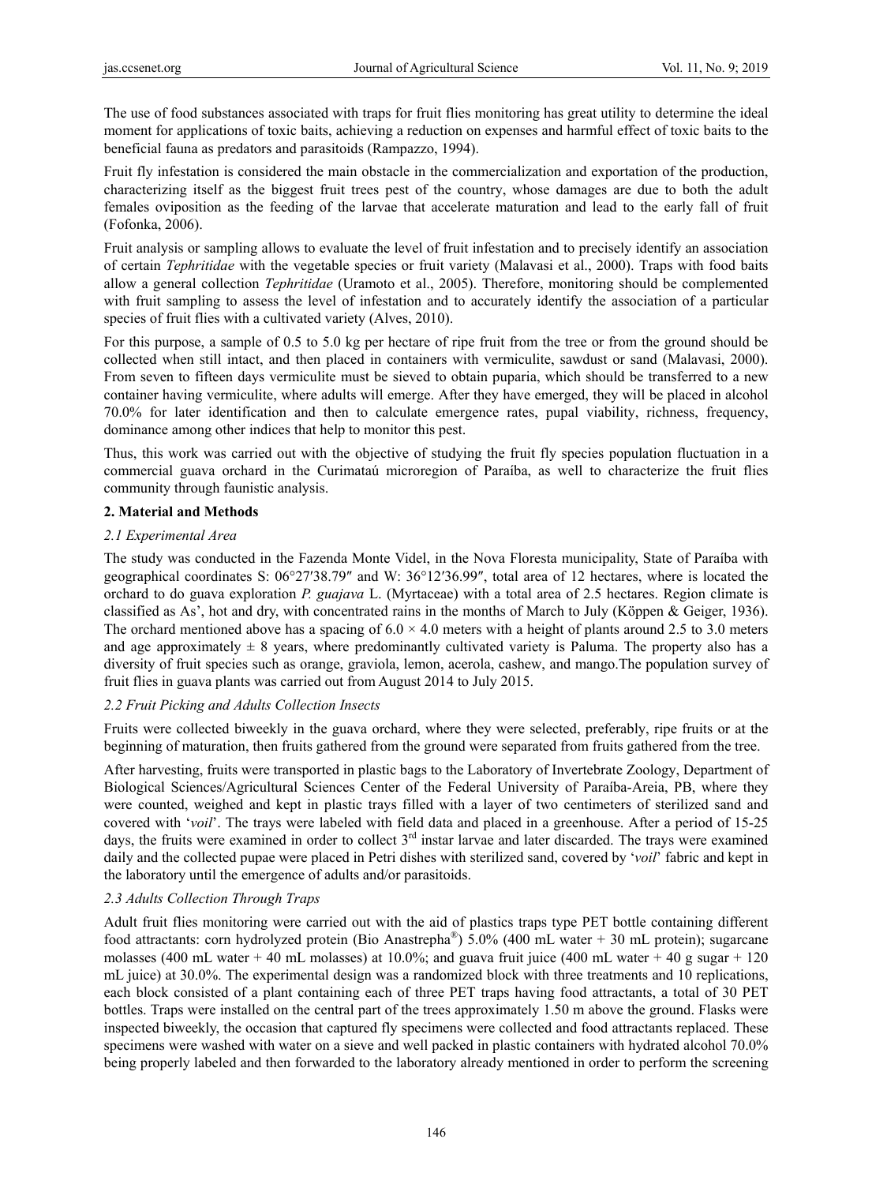The use of food substances associated with traps for fruit flies monitoring has great utility to determine the ideal moment for applications of toxic baits, achieving a reduction on expenses and harmful effect of toxic baits to the beneficial fauna as predators and parasitoids (Rampazzo, 1994).

Fruit fly infestation is considered the main obstacle in the commercialization and exportation of the production, characterizing itself as the biggest fruit trees pest of the country, whose damages are due to both the adult females oviposition as the feeding of the larvae that accelerate maturation and lead to the early fall of fruit (Fofonka, 2006).

Fruit analysis or sampling allows to evaluate the level of fruit infestation and to precisely identify an association of certain *Tephritidae* with the vegetable species or fruit variety (Malavasi et al., 2000). Traps with food baits allow a general collection *Tephritidae* (Uramoto et al., 2005). Therefore, monitoring should be complemented with fruit sampling to assess the level of infestation and to accurately identify the association of a particular species of fruit flies with a cultivated variety (Alves, 2010).

For this purpose, a sample of 0.5 to 5.0 kg per hectare of ripe fruit from the tree or from the ground should be collected when still intact, and then placed in containers with vermiculite, sawdust or sand (Malavasi, 2000). From seven to fifteen days vermiculite must be sieved to obtain puparia, which should be transferred to a new container having vermiculite, where adults will emerge. After they have emerged, they will be placed in alcohol 70.0% for later identification and then to calculate emergence rates, pupal viability, richness, frequency, dominance among other indices that help to monitor this pest.

Thus, this work was carried out with the objective of studying the fruit fly species population fluctuation in a commercial guava orchard in the Curimataú microregion of Paraíba, as well to characterize the fruit flies community through faunistic analysis.

## 2. Material and Methods

### *2.1 Experimental Area*

The study was conducted in the Fazenda Monte Videl, in the Nova Floresta municipality, State of Paraíba with geographical coordinates S: 06°27′38.79″ and W: 36°12′36.99″, total area of 12 hectares, where is located the orchard to do guava exploration *P. guajava* L. (Myrtaceae) with a total area of 2.5 hectares. Region climate is classified as As', hot and dry, with concentrated rains in the months of March to July (Köppen & Geiger, 1936). The orchard mentioned above has a spacing of $6.0 \times 4.0$ meters with a height of plants around 2.5 to 3.0 meters and age approximately ± 8 years, where predominantly cultivated variety is Paluma. The property also has a diversity of fruit species such as orange, graviola, lemon, acerola, cashew, and mango.The population survey of fruit flies in guava plants was carried out from August 2014 to July 2015.

### *2.2 Fruit Picking and Adults Collection Insects*

Fruits were collected biweekly in the guava orchard, where they were selected, preferably, ripe fruits or at the beginning of maturation, then fruits gathered from the ground were separated from fruits gathered from the tree.

After harvesting, fruits were transported in plastic bags to the Laboratory of Invertebrate Zoology, Department of Biological Sciences/Agricultural Sciences Center of the Federal University of Paraíba-Areia, PB, where they were counted, weighed and kept in plastic trays filled with a layer of two centimeters of sterilized sand and covered with '*voil*'. The trays were labeled with field data and placed in a greenhouse. After a period of 15-25 days, the fruits were examined in order to collect 3rd instar larvae and later discarded. The trays were examined daily and the collected pupae were placed in Petri dishes with sterilized sand, covered by '*voil*' fabric and kept in the laboratory until the emergence of adults and/or parasitoids.

### *2.3 Adults Collection Through Traps*

Adult fruit flies monitoring were carried out with the aid of plastics traps type PET bottle containing different food attractants: corn hydrolyzed protein (Bio Anastrepha®) 5.0% (400 mL water + 30 mL protein); sugarcane molasses (400 mL water + 40 mL molasses) at 10.0%; and guava fruit juice (400 mL water + 40 g sugar + 120 mL juice) at 30.0%. The experimental design was a randomized block with three treatments and 10 replications, each block consisted of a plant containing each of three PET traps having food attractants, a total of 30 PET bottles. Traps were installed on the central part of the trees approximately 1.50 m above the ground. Flasks were inspected biweekly, the occasion that captured fly specimens were collected and food attractants replaced. These specimens were washed with water on a sieve and well packed in plastic containers with hydrated alcohol 70.0% being properly labeled and then forwarded to the laboratory already mentioned in order to perform the screening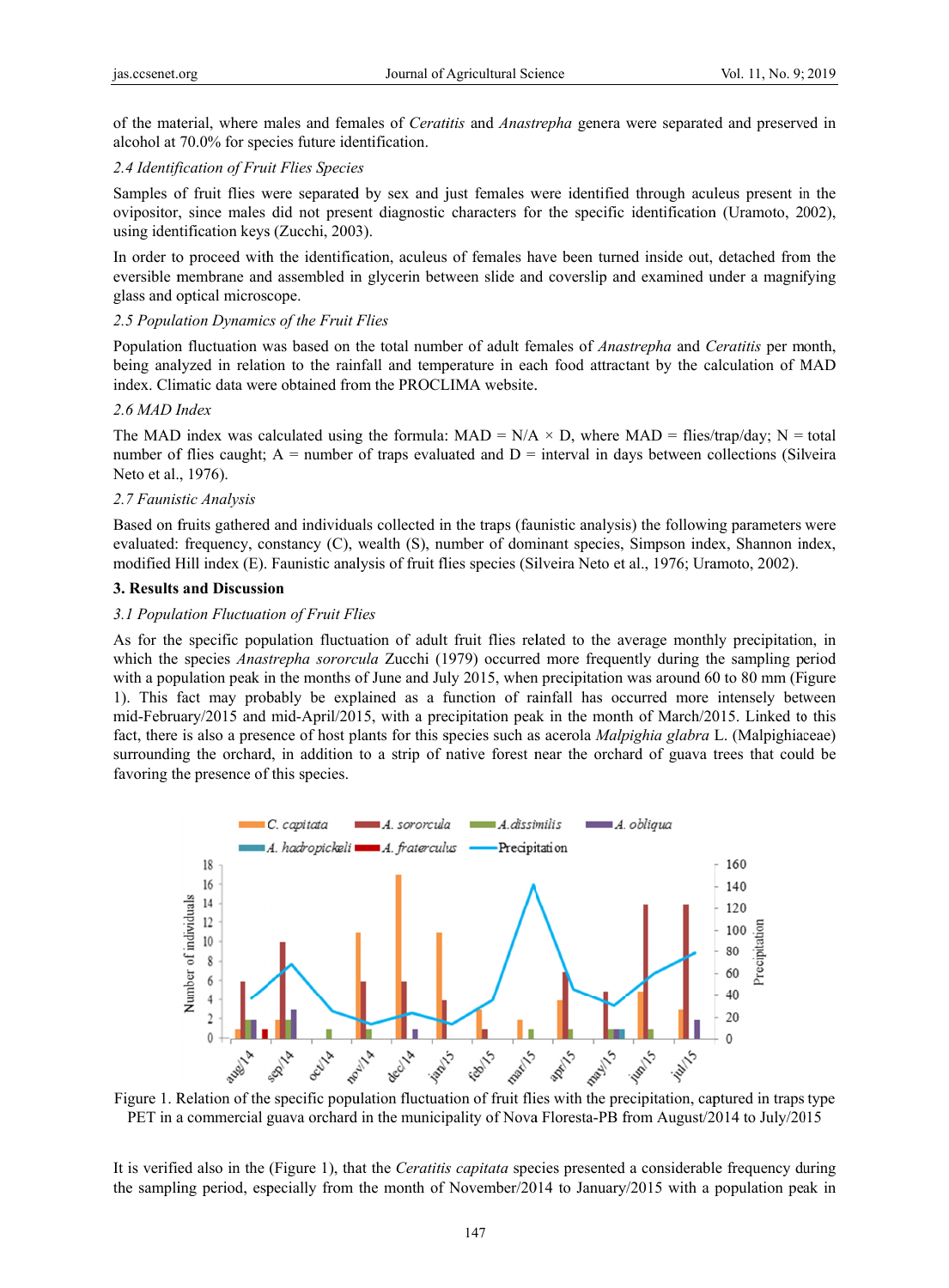of the material, where males and females of *Ceratitis* and *Anastrepha* genera were separated and preserved in alcohol at 70.0% for species future identification.

### 2.4 Identification of Fruit Flies Species

Samples of fruit flies were separated by sex and just females were identified through aculeus present in the ovipositor, since males did not present diagnostic characters for the specific identification (Uramoto, 2002), using identification keys (Zucchi, 2003).

In order to proceed with the identification, aculeus of females have been turned inside out, detached from the eversible membrane and assembled in glycerin between slide and coverslip and examined under a magnifying glass and optical microscope.

### 2.5 Population Dynamics of the Fruit Flies

Population fluctuation was based on the total number of adult females of *Anastrepha* and *Ceratitis* per month, being analyzed in relation to the rainfall and temperature in each food attractant by the calculation of MAD index. Climatic data were obtained from the PROCLIMA website.

### 2.6 MAD Index

The MAD index was calculated using the formula: $MAD = N/A \times D$, where MAD = flies/trap/day; N = total number of flies caught; A = number of traps evaluated and D = interval in days between collections (Silveira Neto et al., 1976).

### 2.7 Faunistic Analysis

Based on fruits gathered and individuals collected in the traps (faunistic analysis) the following parameters were evaluated: frequency, constancy (C), wealth (S), number of dominant species, Simpson index, Shannon index, modified Hill index (E). Faunistic analysis of fruit flies species (Silveira Neto et al., 1976; Uramoto, 2002).

## 3. Results and Discussion

### 3.1 Population Fluctuation of Fruit Flies

As for the specific population fluctuation of adult fruit flies related to the average monthly precipitation, in which the species *Anastrepha sororcula* Zucchi (1979) occurred more frequently during the sampling period with a population peak in the months of June and July 2015, when precipitation was around 60 to 80 mm (Figure 1). This fact may probably be explained as a function of rainfall has occurred more intensely between mid-February/2015 and mid-April/2015, with a precipitation peak in the month of March/2015. Linked to this fact, there is also a presence of host plants for this species such as acerola *Malpighia glabra* L. (Malpighiaceae) surrounding the orchard, in addition to a strip of native forest near the orchard of guava trees that could be favoring the presence of this species.

Figure 1. Relation of the specific population fluctuation of fruit flies with the precipitation, captured in traps type PET in a commercial guava orchard in the municipality of Nova Floresta-PB from August/2014 to July/2015

It is verified also in the (Figure 1), that the *Ceratitis capitata* species presented a considerable frequency during the sampling period, especially from the month of November/2014 to January/2015 with a population peak in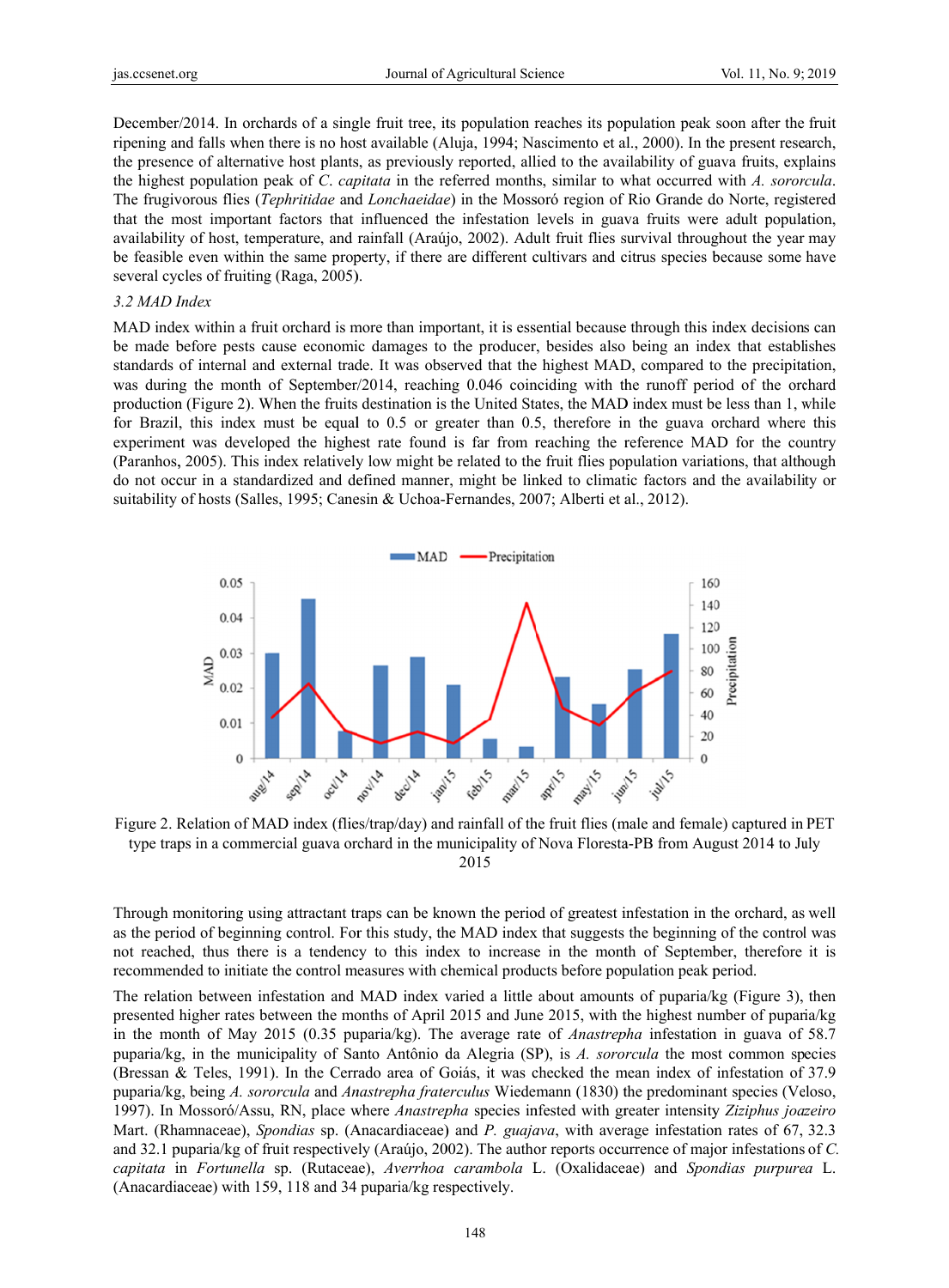December/2014. In orchards of a single fruit tree, its population reaches its population peak soon after the fruit ripening and falls when there is no host available (Aluja, 1994; Nascimento et al., 2000). In the present research, the presence of alternative host plants, as previously reported, allied to the availability of guava fruits, explains the highest population peak of *C. capitata* in the referred months, similar to what occurred with *A. sororcula*. The frugivorous flies (*Tephritidae* and *Lonchaeidae*) in the Mossoró region of Rio Grande do Norte, registered that the most important factors that influenced the infestation levels in guava fruits were adult population, availability of host, temperature, and rainfall (Araújo, 2002). Adult fruit flies survival throughout the year may be feasible even within the same property, if there are different cultivars and citrus species because some have several cycles of fruiting (Raga, 2005).

### *3.2 MAD Index*

MAD index within a fruit orchard is more than important, it is essential because through this index decisions can be made before pests cause economic damages to the producer, besides also being an index that establishes standards of internal and external trade. It was observed that the highest MAD, compared to the precipitation, was during the month of September/2014, reaching 0.046 coinciding with the runoff period of the orchard production (Figure 2). When the fruits destination is the United States, the MAD index must be less than 1, while for Brazil, this index must be equal to 0.5 or greater than 0.5, therefore in the guava orchard where this experiment was developed the highest rate found is far from reaching the reference MAD for the country (Paranhos, 2005). This index relatively low might be related to the fruit flies population variations, that although do not occur in a standardized and defined manner, might be linked to climatic factors and the availability or suitability of hosts (Salles, 1995; Canesin & Uchoa-Fernandes, 2007; Alberti et al., 2012).

Figure 2. Relation of MAD index (flies/trap/day) and rainfall of the fruit flies (male and female) captured in PET type traps in a commercial guava orchard in the municipality of Nova Floresta-PB from August 2014 to July 2015

Through monitoring using attractant traps can be known the period of greatest infestation in the orchard, as well as the period of beginning control. For this study, the MAD index that suggests the beginning of the control was not reached, thus there is a tendency to this index to increase in the month of September, therefore it is recommended to initiate the control measures with chemical products before population peak period.

The relation between infestation and MAD index varied a little about amounts of puparia/kg (Figure 3), then presented higher rates between the months of April 2015 and June 2015, with the highest number of puparia/kg in the month of May 2015 (0.35 puparia/kg). The average rate of *Anastrepha* infestation in guava of 58.7 puparia/kg, in the municipality of Santo Antônio da Alegria (SP), is *A. sororcula* the most common species (Bressan & Teles, 1991). In the Cerrado area of Goiás, it was checked the mean index of infestation of 37.9 puparia/kg, being *A. sororcula* and *Anastrepha fraterculus* Wiedemann (1830) the predominant species (Veloso, 1997). In Mossoró/Assu, RN, place where *Anastrepha* species infested with greater intensity *Ziziphus joazeiro* Mart. (Rhamnaceae), *Spondias* sp. (Anacardiaceae) and *P. guajava*, with average infestation rates of 67, 32.3 and 32.1 puparia/kg of fruit respectively (Araújo, 2002). The author reports occurrence of major infestations of *C. capitata* in *Fortunella* sp. (Rutaceae), *Averrhoa carambola* L. (Oxalidaceae) and *Spondias purpurea* L. (Anacardiaceae) with 159, 118 and 34 puparia/kg respectively.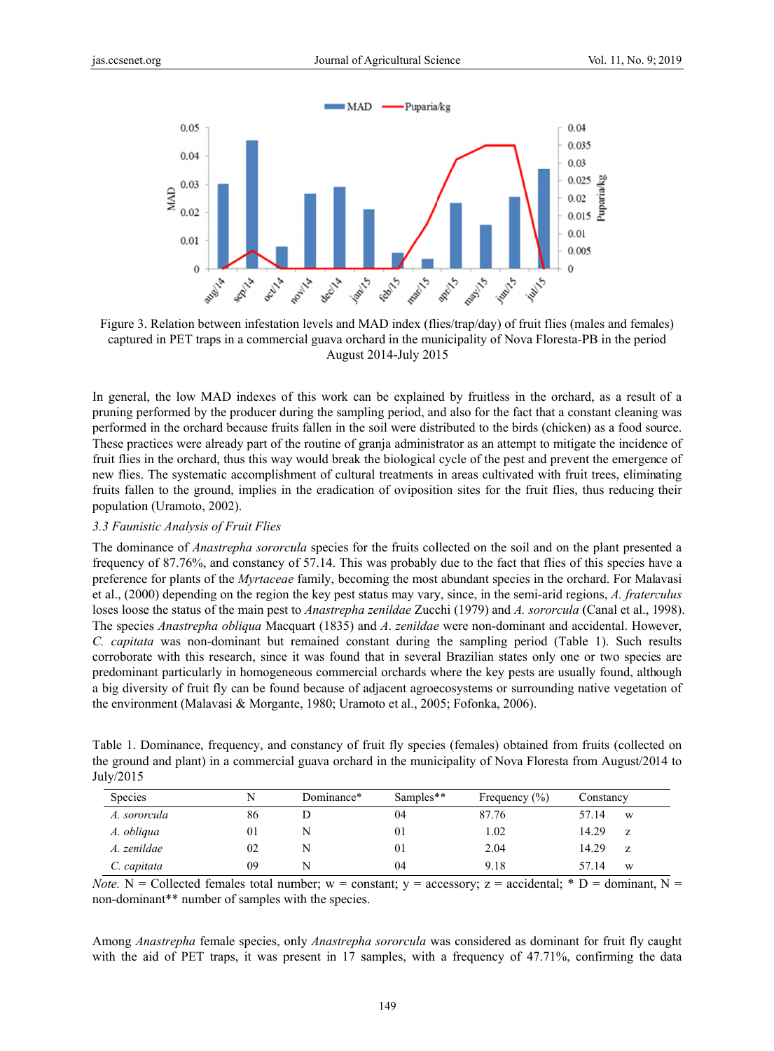Figure 3. Relation between infestation levels and MAD index (flies/trap/day) of fruit flies (males and females) captured in PET traps in a commercial guava orchard in the municipality of Nova Floresta-PB in the period August 2014-July 2015

In general, the low MAD indexes of this work can be explained by fruitless in the orchard, as a result of a pruning performed by the producer during the sampling period, and also for the fact that a constant cleaning was performed in the orchard because fruits fallen in the soil were distributed to the birds (chicken) as a food source. These practices were already part of the routine of granja administrator as an attempt to mitigate the incidence of fruit flies in the orchard, thus this way would break the biological cycle of the pest and prevent the emergence of new flies. The systematic accomplishment of cultural treatments in areas cultivated with fruit trees, eliminating fruits fallen to the ground, implies in the eradication of oviposition sites for the fruit flies, thus reducing their population (Uramoto, 2002).

### 3.3 Faunistic Analysis of Fruit Flies

The dominance of *Anastrepha sororcula* species for the fruits collected on the soil and on the plant presented a frequency of 87.76%, and constancy of 57.14. This was probably due to the fact that flies of this species have a preference for plants of the *Myrtaceae* family, becoming the most abundant species in the orchard. For Malavasi et al., (2000) depending on the region the key pest status may vary, since, in the semi-arid regions, *A. fraterculus* loses loose the status of the main pest to *Anastrepha zenildae* Zucchi (1979) and *A. sororcula* (Canal et al., 1998). The species *Anastrepha obliqua* Macquart (1835) and *A. zenildae* were non-dominant and accidental. However, *C. capitata* was non-dominant but remained constant during the sampling period (Table 1). Such results corroborate with this research, since it was found that in several Brazilian states only one or two species are predominant particularly in homogeneous commercial orchards where the key pests are usually found, although a big diversity of fruit fly can be found because of adjacent agroecosystems or surrounding native vegetation of the environment (Malavasi & Morgante, 1980; Uramoto et al., 2005; Fofonka, 2006).

Table 1. Dominance, frequency, and constancy of fruit fly species (females) obtained from fruits (collected on the ground and plant) in a commercial guava orchard in the municipality of Nova Floresta from August/2014 to July/2015

| Species | N | Dominance* | Samples** | Frequency (%) | Constancy | |
|---|---|---|---|---|---|---|
| *A. sororcula* | 86 | D | 04 | 87.76 | 57.14 | w |
| *A. obliqua* | 01 | N | 01 | 1.02 | 14.29 | z |
| *A. zenildae* | 02 | N | 01 | 2.04 | 14.29 | z |
| *C. capitata* | 09 | N | 04 | 9.18 | 57.14 | w |

*Note.* N = Collected females total number; w = constant; y = accessory; z = accidental; * D = dominant, N = non-dominant** number of samples with the species.

Among *Anastrepha* female species, only *Anastrepha sororcula* was considered as dominant for fruit fly caught with the aid of PET traps, it was present in 17 samples, with a frequency of 47.71%, confirming the data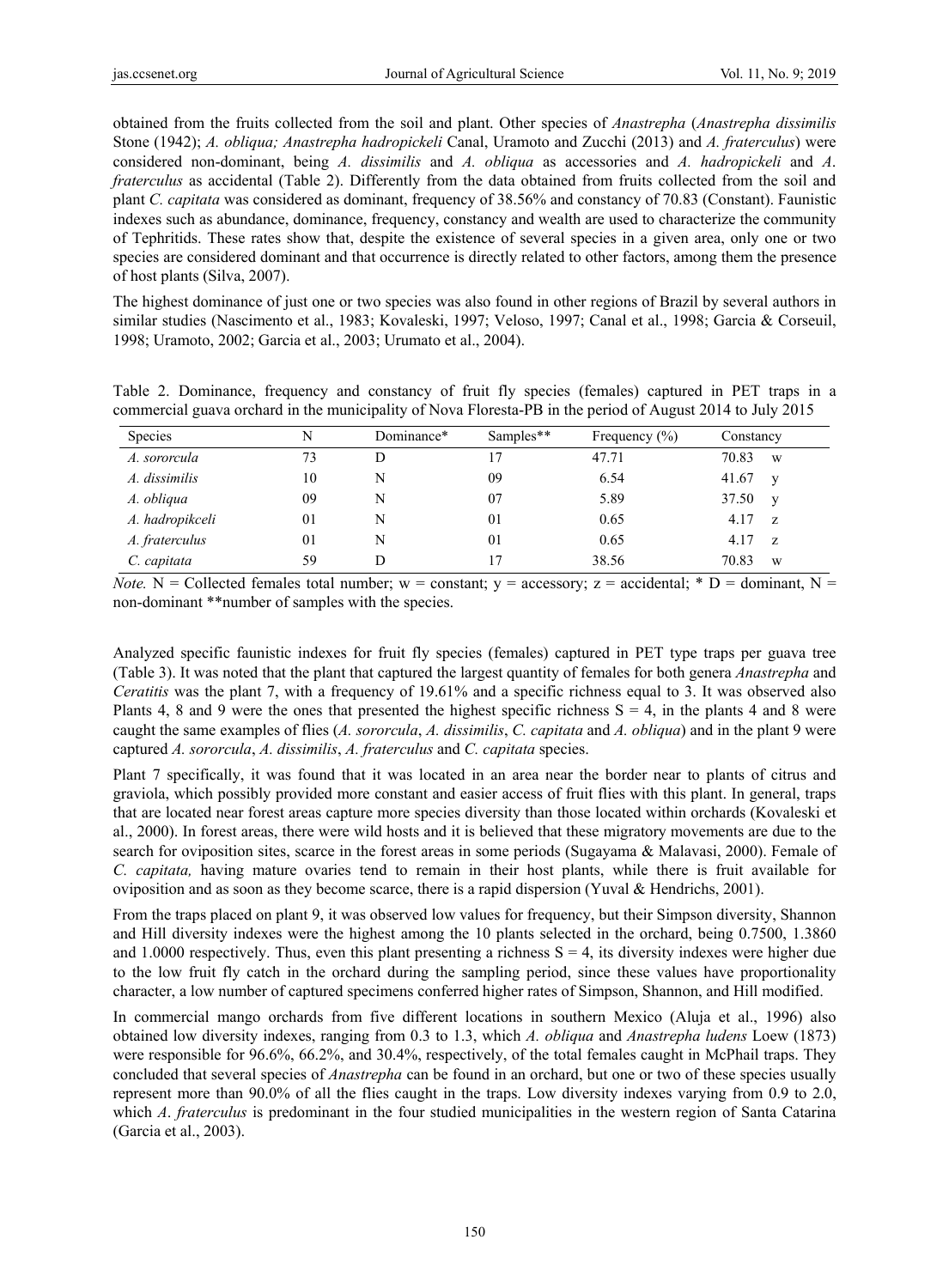obtained from the fruits collected from the soil and plant. Other species of *Anastrepha* (*Anastrepha dissimilis* Stone (1942); *A. obliqua; Anastrepha hadropickeli* Canal, Uramoto and Zucchi (2013) and *A. fraterculus*) were considered non-dominant, being *A. dissimilis* and *A. obliqua* as accessories and *A. hadropickeli* and *A. fraterculus* as accidental (Table 2). Differently from the data obtained from fruits collected from the soil and plant *C. capitata* was considered as dominant, frequency of 38.56% and constancy of 70.83 (Constant). Faunistic indexes such as abundance, dominance, frequency, constancy and wealth are used to characterize the community of Tephritids. These rates show that, despite the existence of several species in a given area, only one or two species are considered dominant and that occurrence is directly related to other factors, among them the presence of host plants (Silva, 2007).

The highest dominance of just one or two species was also found in other regions of Brazil by several authors in similar studies (Nascimento et al., 1983; Kovaleski, 1997; Veloso, 1997; Canal et al., 1998; Garcia & Corseuil, 1998; Uramoto, 2002; Garcia et al., 2003; Urumato et al., 2004).

Table 2. Dominance, frequency and constancy of fruit fly species (females) captured in PET traps in a commercial guava orchard in the municipality of Nova Floresta-PB in the period of August 2014 to July 2015

| Species | N | Dominance* | Samples** | Frequency (%) | Constancy | |
|---|---|---|---|---|---|---|
| *A. sororcula* | 73 | D | 17 | 47.71 | 70.83 | w |
| *A. dissimilis* | 10 | N | 09 | 6.54 | 41.67 | y |
| *A. obliqua* | 09 | N | 07 | 5.89 | 37.50 | y |
| *A. hadropikceli* | 01 | N | 01 | 0.65 | 4.17 | z |
| *A. fraterculus* | 01 | N | 01 | 0.65 | 4.17 | z |
| *C. capitata* | 59 | D | 17 | 38.56 | 70.83 | w |

*Note.* N = Collected females total number; w = constant; y = accessory; z = accidental; * D = dominant, N = non-dominant **number of samples with the species.

Analyzed specific faunistic indexes for fruit fly species (females) captured in PET type traps per guava tree (Table 3). It was noted that the plant that captured the largest quantity of females for both genera *Anastrepha* and *Ceratitis* was the plant 7, with a frequency of 19.61% and a specific richness equal to 3. It was observed also Plants 4, 8 and 9 were the ones that presented the highest specific richness S = 4, in the plants 4 and 8 were caught the same examples of flies (*A. sororcula*, *A. dissimilis*, *C. capitata* and *A. obliqua*) and in the plant 9 were captured *A. sororcula*, *A. dissimilis*, *A. fraterculus* and *C. capitata* species.

Plant 7 specifically, it was found that it was located in an area near the border near to plants of citrus and graviola, which possibly provided more constant and easier access of fruit flies with this plant. In general, traps that are located near forest areas capture more species diversity than those located within orchards (Kovaleski et al., 2000). In forest areas, there were wild hosts and it is believed that these migratory movements are due to the search for oviposition sites, scarce in the forest areas in some periods (Sugayama & Malavasi, 2000). Female of *C. capitata,* having mature ovaries tend to remain in their host plants, while there is fruit available for oviposition and as soon as they become scarce, there is a rapid dispersion (Yuval & Hendrichs, 2001).

From the traps placed on plant 9, it was observed low values for frequency, but their Simpson diversity, Shannon and Hill diversity indexes were the highest among the 10 plants selected in the orchard, being 0.7500, 1.3860 and 1.0000 respectively. Thus, even this plant presenting a richness S = 4, its diversity indexes were higher due to the low fruit fly catch in the orchard during the sampling period, since these values have proportionality character, a low number of captured specimens conferred higher rates of Simpson, Shannon, and Hill modified.

In commercial mango orchards from five different locations in southern Mexico (Aluja et al., 1996) also obtained low diversity indexes, ranging from 0.3 to 1.3, which *A. obliqua* and *Anastrepha ludens* Loew (1873) were responsible for 96.6%, 66.2%, and 30.4%, respectively, of the total females caught in McPhail traps. They concluded that several species of *Anastrepha* can be found in an orchard, but one or two of these species usually represent more than 90.0% of all the flies caught in the traps. Low diversity indexes varying from 0.9 to 2.0, which *A. fraterculus* is predominant in the four studied municipalities in the western region of Santa Catarina (Garcia et al., 2003).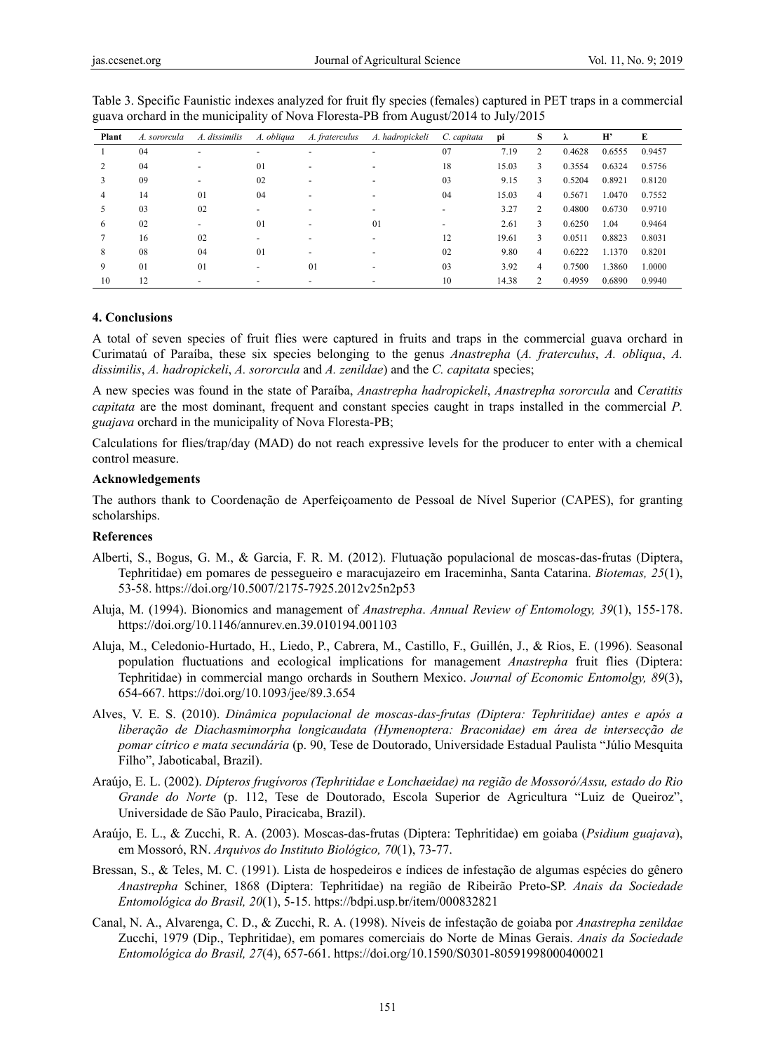Table 3. Specific Faunistic indexes analyzed for fruit fly species (females) captured in PET traps in a commercial guava orchard in the municipality of Nova Floresta-PB from August/2014 to July/2015

| Plant | *A. sororcula* | *A. dissimilis* | *A. obliqua* | *A. fraterculus* | *A. hadropickeli* | *C. capitata* | pi | S | λ | H' | E |
|---|---|---|---|---|---|---|---|---|---|---|---|
| 1 | 04 | - | - | - | - | 07 | 7.19 | 2 | 0.4628 | 0.6555 | 0.9457 |
| 2 | 04 | - | 01 | - | - | 18 | 15.03 | 3 | 0.3554 | 0.6324 | 0.5756 |
| 3 | 09 | - | 02 | - | - | 03 | 9.15 | 3 | 0.5204 | 0.8921 | 0.8120 |
| 4 | 14 | 01 | 04 | - | - | 04 | 15.03 | 4 | 0.5671 | 1.0470 | 0.7552 |
| 5 | 03 | 02 | - | - | - | - | 3.27 | 2 | 0.4800 | 0.6730 | 0.9710 |
| 6 | 02 | - | 01 | - | 01 | - | 2.61 | 3 | 0.6250 | 1.04 | 0.9464 |
| 7 | 16 | 02 | - | - | - | 12 | 19.61 | 3 | 0.0511 | 0.8823 | 0.8031 |
| 8 | 08 | 04 | 01 | - | - | 02 | 9.80 | 4 | 0.6222 | 1.1370 | 0.8201 |
| 9 | 01 | 01 | - | 01 | - | 03 | 3.92 | 4 | 0.7500 | 1.3860 | 1.0000 |
| 10 | 12 | - | - | - | - | 10 | 14.38 | 2 | 0.4959 | 0.6890 | 0.9940 |

### 4. Conclusions

A total of seven species of fruit flies were captured in fruits and traps in the commercial guava orchard in Curimataú of Paraíba, these six species belonging to the genus *Anastrepha* (*A. fraterculus*, *A. obliqua*, *A. dissimilis*, *A. hadropickeli*, *A. sororcula* and *A. zenildae*) and the *C. capitata* species;

A new species was found in the state of Paraíba, *Anastrepha hadropickeli*, *Anastrepha sororcula* and *Ceratitis capitata* are the most dominant, frequent and constant species caught in traps installed in the commercial *P. guajava* orchard in the municipality of Nova Floresta-PB;

Calculations for flies/trap/day (MAD) do not reach expressive levels for the producer to enter with a chemical control measure.

### Acknowledgements

The authors thank to Coordenação de Aperfeiçoamento de Pessoal de Nível Superior (CAPES), for granting scholarships.

### References

Alberti, S., Bogus, G. M., & Garcia, F. R. M. (2012). Flutuação populacional de moscas-das-frutas (Diptera, Tephritidae) em pomares de pessegueiro e maracujazeiro em Iraceminha, Santa Catarina. *Biotemas, 25*(1), 53-58. https://doi.org/10.5007/2175-7925.2012v25n2p53

Aluja, M. (1994). Bionomics and management of *Anastrepha*. *Annual Review of Entomology, 39*(1), 155-178. https://doi.org/10.1146/annurev.en.39.010194.001103

Aluja, M., Celedonio-Hurtado, H., Liedo, P., Cabrera, M., Castillo, F., Guillén, J., & Rios, E. (1996). Seasonal population fluctuations and ecological implications for management *Anastrepha* fruit flies (Diptera: Tephritidae) in commercial mango orchards in Southern Mexico. *Journal of Economic Entomolgy, 89*(3), 654-667. https://doi.org/10.1093/jee/89.3.654

Alves, V. E. S. (2010). *Dinâmica populacional de moscas-das-frutas (Diptera: Tephritidae) antes e após a liberação de Diachasmimorpha longicaudata (Hymenoptera: Braconidae) em área de intersecção de pomar cítrico e mata secundária* (p. 90, Tese de Doutorado, Universidade Estadual Paulista "Júlio Mesquita Filho", Jaboticabal, Brazil).

Araújo, E. L. (2002). *Dípteros frugívoros (Tephritidae e Lonchaeidae) na região de Mossoró/Assu, estado do Rio Grande do Norte* (p. 112, Tese de Doutorado, Escola Superior de Agricultura "Luiz de Queiroz", Universidade de São Paulo, Piracicaba, Brazil).

Araújo, E. L., & Zucchi, R. A. (2003). Moscas-das-frutas (Diptera: Tephritidae) em goiaba (*Psidium guajava*), em Mossoró, RN. *Arquivos do Instituto Biológico, 70*(1), 73-77.

Bressan, S., & Teles, M. C. (1991). Lista de hospedeiros e índices de infestação de algumas espécies do gênero *Anastrepha* Schiner, 1868 (Diptera: Tephritidae) na região de Ribeirão Preto-SP. *Anais da Sociedade Entomológica do Brasil, 20*(1), 5-15. https://bdpi.usp.br/item/000832821

Canal, N. A., Alvarenga, C. D., & Zucchi, R. A. (1998). Níveis de infestação de goiaba por *Anastrepha zenildae* Zucchi, 1979 (Dip., Tephritidae), em pomares comerciais do Norte de Minas Gerais. *Anais da Sociedade Entomológica do Brasil, 27*(4), 657-661. https://doi.org/10.1590/S0301-80591998000400021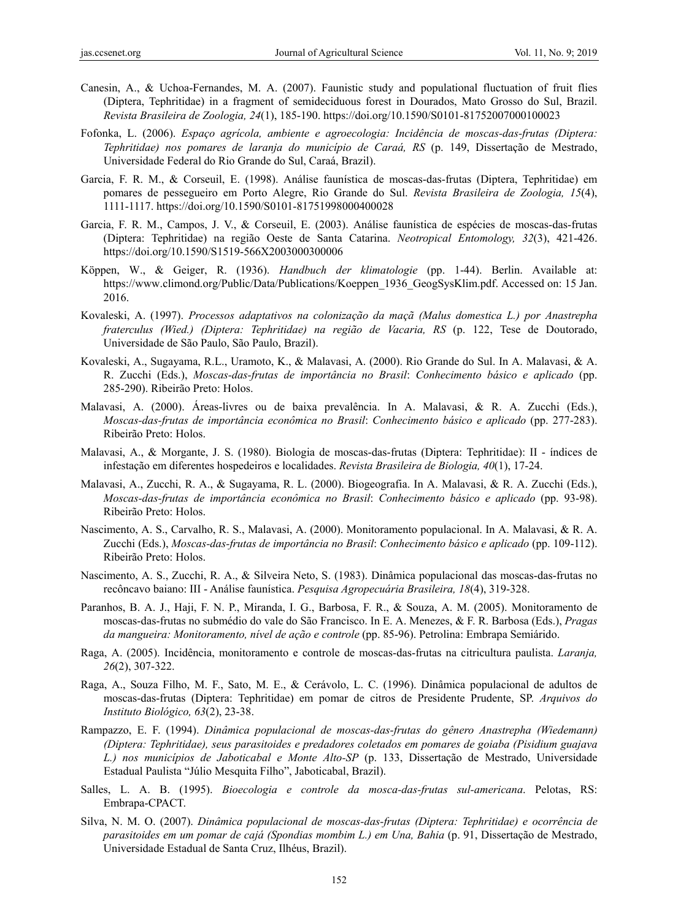Canesin, A., & Uchoa-Fernandes, M. A. (2007). Faunistic study and populational fluctuation of fruit flies (Diptera, Tephritidae) in a fragment of semideciduous forest in Dourados, Mato Grosso do Sul, Brazil. *Revista Brasileira de Zoologia, 24*(1), 185-190. https://doi.org/10.1590/S0101-81752007000100023

Fofonka, L. (2006). *Espaço agrícola, ambiente e agroecologia: Incidência de moscas-das-frutas (Diptera: Tephritidae) nos pomares de laranja do município de Caraá, RS* (p. 149, Dissertação de Mestrado, Universidade Federal do Rio Grande do Sul, Caraá, Brazil).

Garcia, F. R. M., & Corseuil, E. (1998). Análise faunística de moscas-das-frutas (Diptera, Tephritidae) em pomares de pessegueiro em Porto Alegre, Rio Grande do Sul. *Revista Brasileira de Zoologia, 15*(4), 1111-1117. https://doi.org/10.1590/S0101-81751998000400028

Garcia, F. R. M., Campos, J. V., & Corseuil, E. (2003). Análise faunística de espécies de moscas-das-frutas (Diptera: Tephritidae) na região Oeste de Santa Catarina. *Neotropical Entomology, 32*(3), 421-426. https://doi.org/10.1590/S1519-566X2003000300006

Köppen, W., & Geiger, R. (1936). *Handbuch der klimatologie* (pp. 1-44). Berlin. Available at: https://www.climond.org/Public/Data/Publications/Koeppen_1936_GeogSysKlim.pdf. Accessed on: 15 Jan. 2016.

Kovaleski, A. (1997). *Processos adaptativos na colonização da maçã (Malus domestica L.) por Anastrepha fraterculus (Wied.) (Diptera: Tephritidae) na região de Vacaria, RS* (p. 122, Tese de Doutorado, Universidade de São Paulo, São Paulo, Brazil).

Kovaleski, A., Sugayama, R.L., Uramoto, K., & Malavasi, A. (2000). Rio Grande do Sul. In A. Malavasi, & A. R. Zucchi (Eds.), *Moscas-das-frutas de importância no Brasil*: *Conhecimento básico e aplicado* (pp. 285-290). Ribeirão Preto: Holos.

Malavasi, A. (2000). Áreas-livres ou de baixa prevalência. In A. Malavasi, & R. A. Zucchi (Eds.), *Moscas-das-frutas de importância econômica no Brasil*: *Conhecimento básico e aplicado* (pp. 277-283). Ribeirão Preto: Holos.

Malavasi, A., & Morgante, J. S. (1980). Biologia de moscas-das-frutas (Diptera: Tephritidae): II - índices de infestação em diferentes hospedeiros e localidades. *Revista Brasileira de Biologia, 40*(1), 17-24.

Malavasi, A., Zucchi, R. A., & Sugayama, R. L. (2000). Biogeografia. In A. Malavasi, & R. A. Zucchi (Eds.), *Moscas-das-frutas de importância econômica no Brasil*: *Conhecimento básico e aplicado* (pp. 93-98). Ribeirão Preto: Holos.

Nascimento, A. S., Carvalho, R. S., Malavasi, A. (2000). Monitoramento populacional. In A. Malavasi, & R. A. Zucchi (Eds.), *Moscas-das-frutas de importância no Brasil*: *Conhecimento básico e aplicado* (pp. 109-112). Ribeirão Preto: Holos.

Nascimento, A. S., Zucchi, R. A., & Silveira Neto, S. (1983). Dinâmica populacional das moscas-das-frutas no recôncavo baiano: III - Análise faunística. *Pesquisa Agropecuária Brasileira, 18*(4), 319-328.

Paranhos, B. A. J., Haji, F. N. P., Miranda, I. G., Barbosa, F. R., & Souza, A. M. (2005). Monitoramento de moscas-das-frutas no submédio do vale do São Francisco. In E. A. Menezes, & F. R. Barbosa (Eds.), *Pragas da mangueira: Monitoramento, nível de ação e controle* (pp. 85-96). Petrolina: Embrapa Semiárido.

Raga, A. (2005). Incidência, monitoramento e controle de moscas-das-frutas na citricultura paulista. *Laranja, 26*(2), 307-322.

Raga, A., Souza Filho, M. F., Sato, M. E., & Cerávolo, L. C. (1996). Dinâmica populacional de adultos de moscas-das-frutas (Diptera: Tephritidae) em pomar de citros de Presidente Prudente, SP. *Arquivos do Instituto Biológico, 63*(2), 23-38.

Rampazzo, E. F. (1994). *Dinâmica populacional de moscas-das-frutas do gênero Anastrepha (Wiedemann) (Diptera: Tephritidae), seus parasitoides e predadores coletados em pomares de goiaba (Pisidium guajava L.) nos municípios de Jaboticabal e Monte Alto-SP* (p. 133, Dissertação de Mestrado, Universidade Estadual Paulista "Júlio Mesquita Filho", Jaboticabal, Brazil).

Salles, L. A. B. (1995). *Bioecologia e controle da mosca-das-frutas sul-americana*. Pelotas, RS: Embrapa-CPACT.

Silva, N. M. O. (2007). *Dinâmica populacional de moscas-das-frutas (Diptera: Tephritidae) e ocorrência de parasitoides em um pomar de cajá (Spondias mombim L.) em Una, Bahia* (p. 91, Dissertação de Mestrado, Universidade Estadual de Santa Cruz, Ilhéus, Brazil).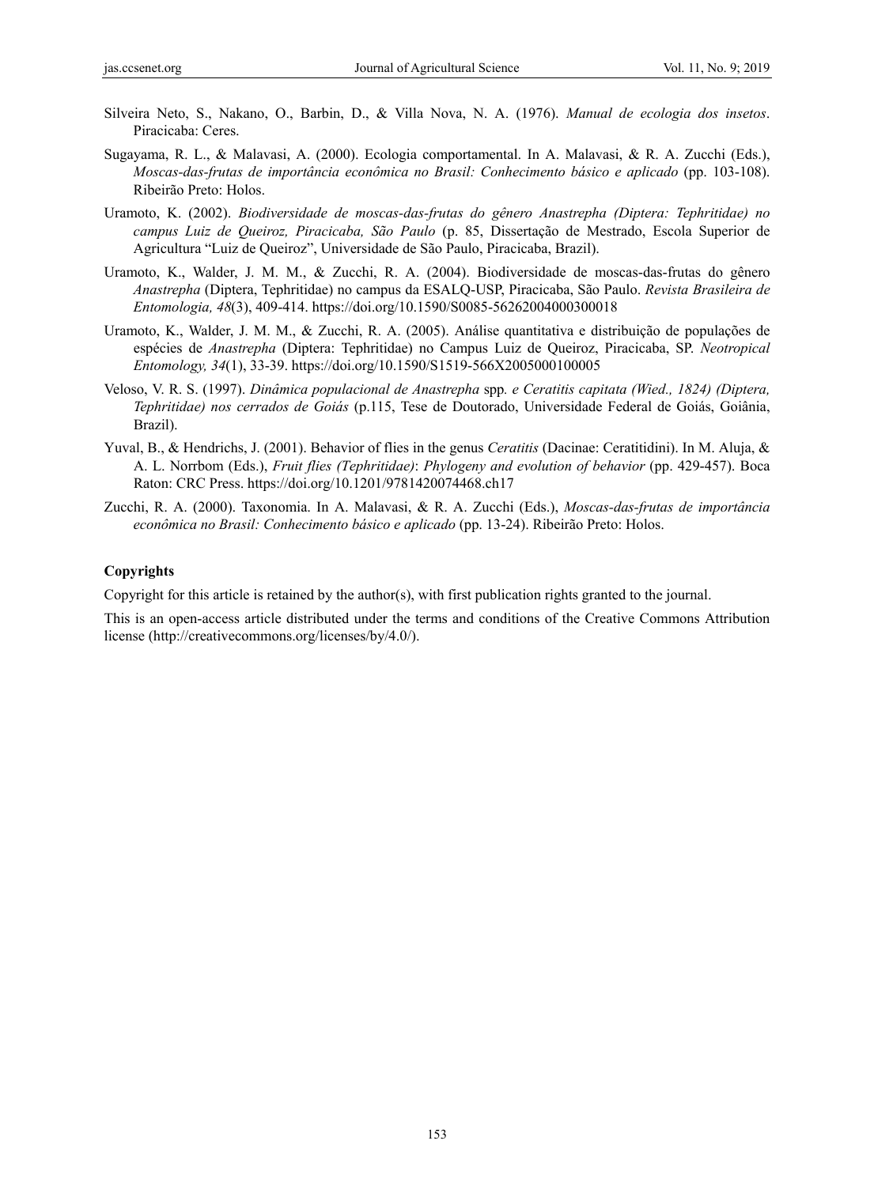Silveira Neto, S., Nakano, O., Barbin, D., & Villa Nova, N. A. (1976). *Manual de ecologia dos insetos*. Piracicaba: Ceres.

Sugayama, R. L., & Malavasi, A. (2000). Ecologia comportamental. In A. Malavasi, & R. A. Zucchi (Eds.), *Moscas-das-frutas de importância econômica no Brasil: Conhecimento básico e aplicado* (pp. 103-108). Ribeirão Preto: Holos.

Uramoto, K. (2002). *Biodiversidade de moscas-das-frutas do gênero Anastrepha (Diptera: Tephritidae) no campus Luiz de Queiroz, Piracicaba, São Paulo* (p. 85, Dissertação de Mestrado, Escola Superior de Agricultura "Luiz de Queiroz", Universidade de São Paulo, Piracicaba, Brazil).

Uramoto, K., Walder, J. M. M., & Zucchi, R. A. (2004). Biodiversidade de moscas-das-frutas do gênero *Anastrepha* (Diptera, Tephritidae) no campus da ESALQ-USP, Piracicaba, São Paulo. *Revista Brasileira de Entomologia, 48*(3), 409-414. https://doi.org/10.1590/S0085-56262004000300018

Uramoto, K., Walder, J. M. M., & Zucchi, R. A. (2005). Análise quantitativa e distribuição de populações de espécies de *Anastrepha* (Diptera: Tephritidae) no Campus Luiz de Queiroz, Piracicaba, SP. *Neotropical Entomology, 34*(1), 33-39. https://doi.org/10.1590/S1519-566X2005000100005

Veloso, V. R. S. (1997). *Dinâmica populacional de Anastrepha* spp*. e Ceratitis capitata (Wied., 1824) (Diptera, Tephritidae) nos cerrados de Goiás* (p.115, Tese de Doutorado, Universidade Federal de Goiás, Goiânia, Brazil).

Yuval, B., & Hendrichs, J. (2001). Behavior of flies in the genus *Ceratitis* (Dacinae: Ceratitidini). In M. Aluja, & A. L. Norrbom (Eds.), *Fruit flies (Tephritidae)*: *Phylogeny and evolution of behavior* (pp. 429-457). Boca Raton: CRC Press. https://doi.org/10.1201/9781420074468.ch17

Zucchi, R. A. (2000). Taxonomia. In A. Malavasi, & R. A. Zucchi (Eds.), *Moscas-das-frutas de importância econômica no Brasil: Conhecimento básico e aplicado* (pp. 13-24). Ribeirão Preto: Holos.

**Copyrights**

Copyright for this article is retained by the author(s), with first publication rights granted to the journal.

This is an open-access article distributed under the terms and conditions of the Creative Commons Attribution license (http://creativecommons.org/licenses/by/4.0/).